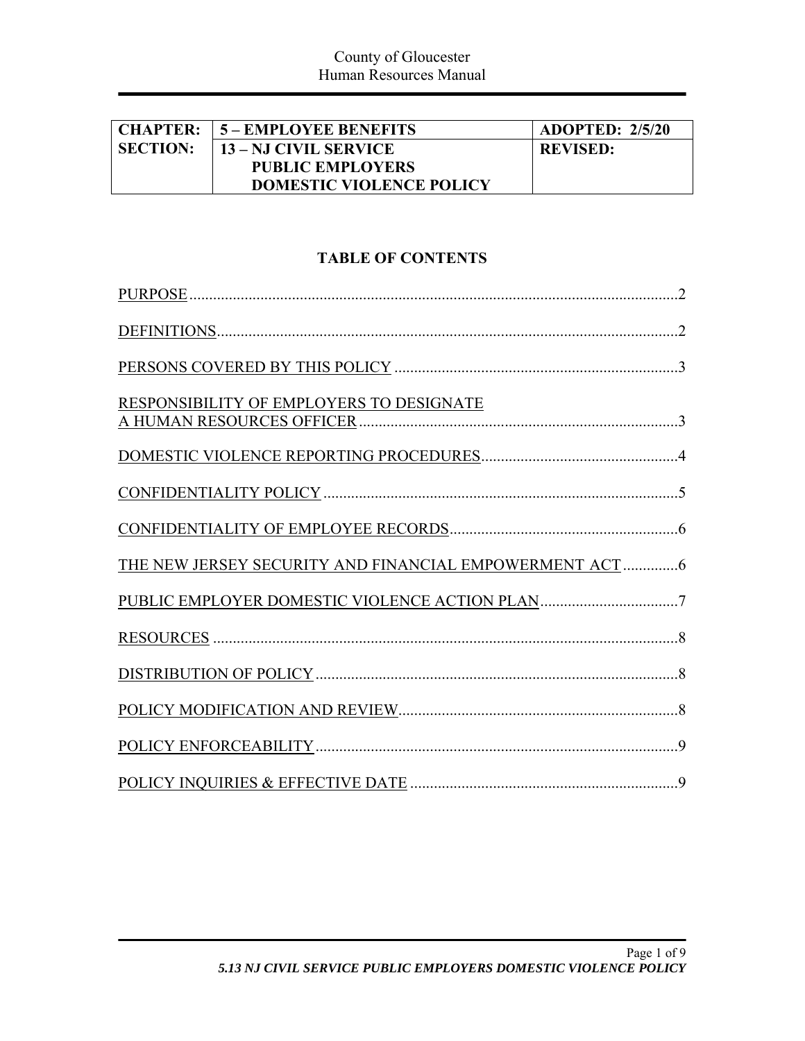County of Gloucester
Human Resources Manual

| CHAPTER: | 5 – EMPLOYEE BENEFITS | ADOPTED: 2/5/20 |
|---|---|---|
| SECTION: | 13 – NJ CIVIL SERVICE PUBLIC EMPLOYERS DOMESTIC VIOLENCE POLICY | REVISED: |

## TABLE OF CONTENTS

| | |
|---|---|
| PURPOSE | 2 |
| DEFINITIONS | 2 |
| PERSONS COVERED BY THIS POLICY | 3 |
| RESPONSIBILITY OF EMPLOYERS TO DESIGNATE A HUMAN RESOURCES OFFICER | 3 |
| DOMESTIC VIOLENCE REPORTING PROCEDURES | 4 |
| CONFIDENTIALITY POLICY | 5 |
| CONFIDENTIALITY OF EMPLOYEE RECORDS | 6 |
| THE NEW JERSEY SECURITY AND FINANCIAL EMPOWERMENT ACT | 6 |
| PUBLIC EMPLOYER DOMESTIC VIOLENCE ACTION PLAN | 7 |
| RESOURCES | 8 |
| DISTRIBUTION OF POLICY | 8 |
| POLICY MODIFICATION AND REVIEW | 8 |
| POLICY ENFORCEABILITY | 9 |
| POLICY INQUIRIES & EFFECTIVE DATE | 9 |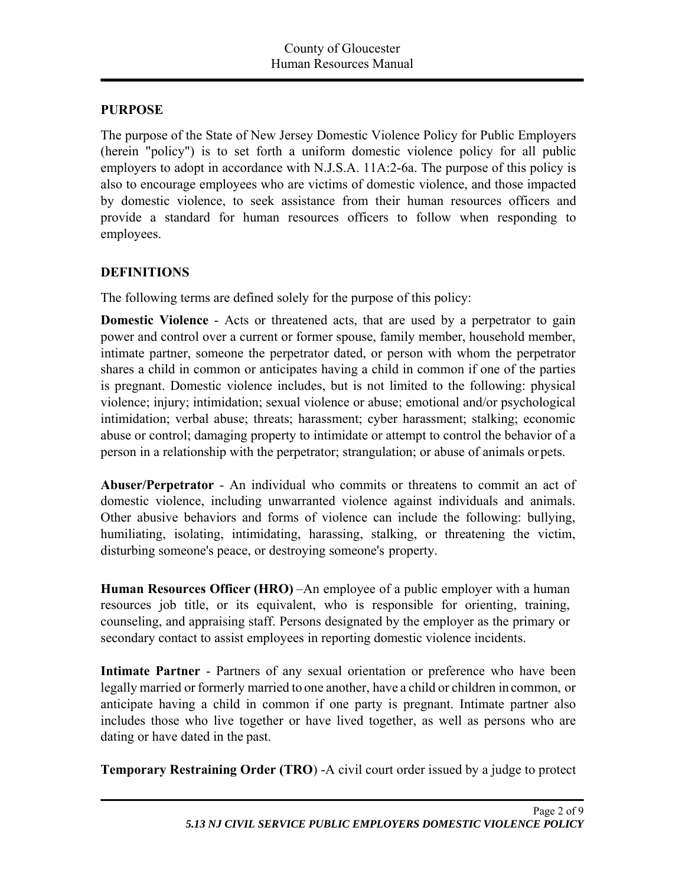## PURPOSE

The purpose of the State of New Jersey Domestic Violence Policy for Public Employers (herein "policy") is to set forth a uniform domestic violence policy for all public employers to adopt in accordance with N.J.S.A. 11A:2-6a. The purpose of this policy is also to encourage employees who are victims of domestic violence, and those impacted by domestic violence, to seek assistance from their human resources officers and provide a standard for human resources officers to follow when responding to employees.

## DEFINITIONS

The following terms are defined solely for the purpose of this policy:

**Domestic Violence** - Acts or threatened acts, that are used by a perpetrator to gain power and control over a current or former spouse, family member, household member, intimate partner, someone the perpetrator dated, or person with whom the perpetrator shares a child in common or anticipates having a child in common if one of the parties is pregnant. Domestic violence includes, but is not limited to the following: physical violence; injury; intimidation; sexual violence or abuse; emotional and/or psychological intimidation; verbal abuse; threats; harassment; cyber harassment; stalking; economic abuse or control; damaging property to intimidate or attempt to control the behavior of a person in a relationship with the perpetrator; strangulation; or abuse of animals or pets.

**Abuser/Perpetrator** - An individual who commits or threatens to commit an act of domestic violence, including unwarranted violence against individuals and animals. Other abusive behaviors and forms of violence can include the following: bullying, humiliating, isolating, intimidating, harassing, stalking, or threatening the victim, disturbing someone's peace, or destroying someone's property.

**Human Resources Officer (HRO)** –An employee of a public employer with a human resources job title, or its equivalent, who is responsible for orienting, training, counseling, and appraising staff. Persons designated by the employer as the primary or secondary contact to assist employees in reporting domestic violence incidents.

**Intimate Partner** - Partners of any sexual orientation or preference who have been legally married or formerly married to one another, have a child or children in common, or anticipate having a child in common if one party is pregnant. Intimate partner also includes those who live together or have lived together, as well as persons who are dating or have dated in the past.

**Temporary Restraining Order (TRO**) -A civil court order issued by a judge to protect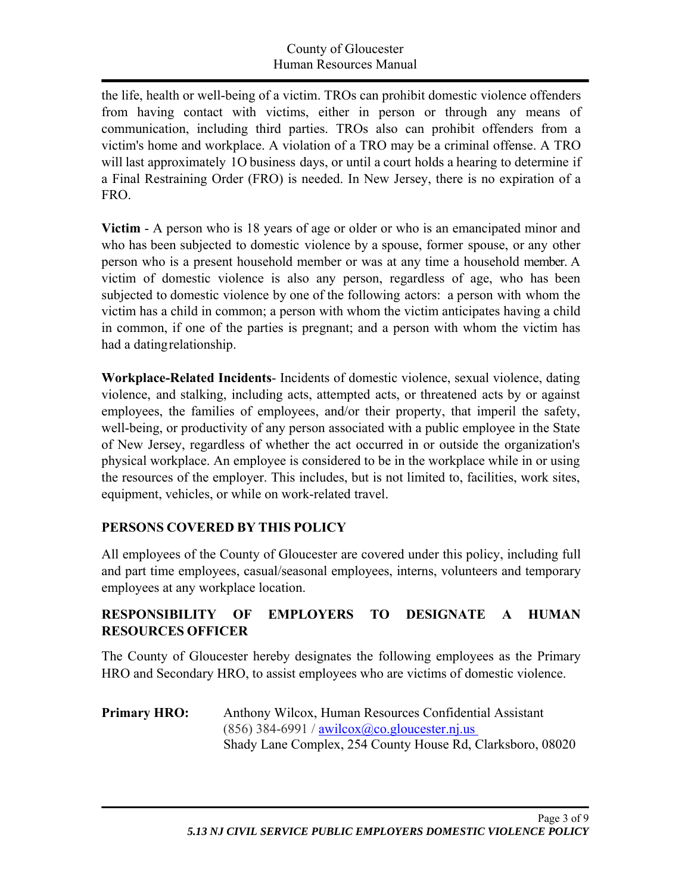the life, health or well-being of a victim. TROs can prohibit domestic violence offenders from having contact with victims, either in person or through any means of communication, including third parties. TROs also can prohibit offenders from a victim's home and workplace. A violation of a TRO may be a criminal offense. A TRO will last approximately 1O business days, or until a court holds a hearing to determine if a Final Restraining Order (FRO) is needed. In New Jersey, there is no expiration of a FRO.

**Victim** - A person who is 18 years of age or older or who is an emancipated minor and who has been subjected to domestic violence by a spouse, former spouse, or any other person who is a present household member or was at any time a household member. A victim of domestic violence is also any person, regardless of age, who has been subjected to domestic violence by one of the following actors: a person with whom the victim has a child in common; a person with whom the victim anticipates having a child in common, if one of the parties is pregnant; and a person with whom the victim has had a dating relationship.

**Workplace-Related Incidents**- Incidents of domestic violence, sexual violence, dating violence, and stalking, including acts, attempted acts, or threatened acts by or against employees, the families of employees, and/or their property, that imperil the safety, well-being, or productivity of any person associated with a public employee in the State of New Jersey, regardless of whether the act occurred in or outside the organization's physical workplace. An employee is considered to be in the workplace while in or using the resources of the employer. This includes, but is not limited to, facilities, work sites, equipment, vehicles, or while on work-related travel.

## PERSONS COVERED BY THIS POLICY

All employees of the County of Gloucester are covered under this policy, including full and part time employees, casual/seasonal employees, interns, volunteers and temporary employees at any workplace location.

## RESPONSIBILITY OF EMPLOYERS TO DESIGNATE A HUMAN RESOURCES OFFICER

The County of Gloucester hereby designates the following employees as the Primary HRO and Secondary HRO, to assist employees who are victims of domestic violence.

**Primary HRO:** Anthony Wilcox, Human Resources Confidential Assistant
(856) 384-6991 / awilcox@co.gloucester.nj.us
Shady Lane Complex, 254 County House Rd, Clarksboro, 08020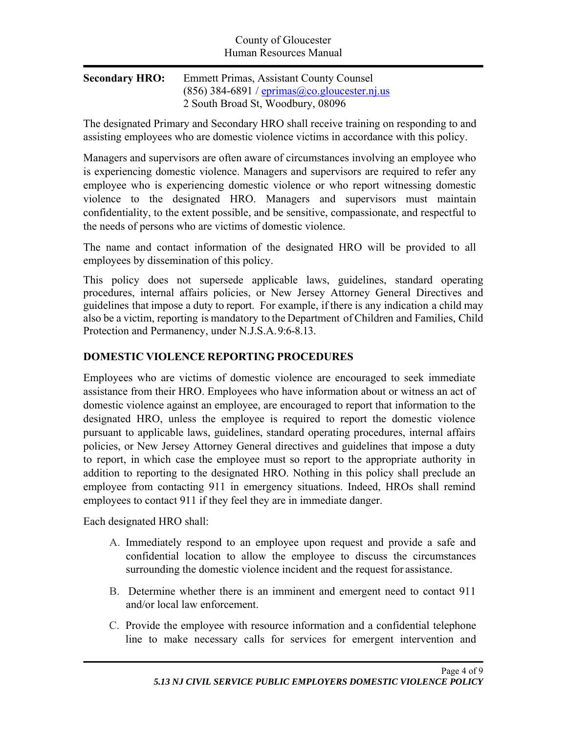**Secondary HRO:** Emmett Primas, Assistant County Counsel
(856) 384-6891 / [eprimas@co.gloucester.nj.us](mailto:eprimas@co.gloucester.nj.us)
2 South Broad St, Woodbury, 08096

The designated Primary and Secondary HRO shall receive training on responding to and assisting employees who are domestic violence victims in accordance with this policy.

Managers and supervisors are often aware of circumstances involving an employee who is experiencing domestic violence. Managers and supervisors are required to refer any employee who is experiencing domestic violence or who report witnessing domestic violence to the designated HRO. Managers and supervisors must maintain confidentiality, to the extent possible, and be sensitive, compassionate, and respectful to the needs of persons who are victims of domestic violence.

The name and contact information of the designated HRO will be provided to all employees by dissemination of this policy.

This policy does not supersede applicable laws, guidelines, standard operating procedures, internal affairs policies, or New Jersey Attorney General Directives and guidelines that impose a duty to report. For example, if there is any indication a child may also be a victim, reporting is mandatory to the Department of Children and Families, Child Protection and Permanency, under N.J.S.A. 9:6-8.13.

## DOMESTIC VIOLENCE REPORTING PROCEDURES

Employees who are victims of domestic violence are encouraged to seek immediate assistance from their HRO. Employees who have information about or witness an act of domestic violence against an employee, are encouraged to report that information to the designated HRO, unless the employee is required to report the domestic violence pursuant to applicable laws, guidelines, standard operating procedures, internal affairs policies, or New Jersey Attorney General directives and guidelines that impose a duty to report, in which case the employee must so report to the appropriate authority in addition to reporting to the designated HRO. Nothing in this policy shall preclude an employee from contacting 911 in emergency situations. Indeed, HROs shall remind employees to contact 911 if they feel they are in immediate danger.

Each designated HRO shall:

A. Immediately respond to an employee upon request and provide a safe and confidential location to allow the employee to discuss the circumstances surrounding the domestic violence incident and the request for assistance.

B. Determine whether there is an imminent and emergent need to contact 911 and/or local law enforcement.

C. Provide the employee with resource information and a confidential telephone line to make necessary calls for services for emergent intervention and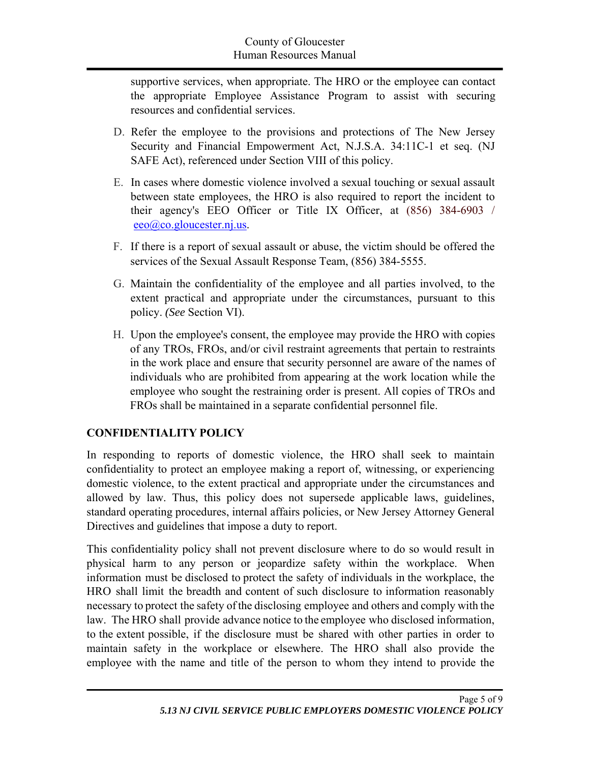supportive services, when appropriate. The HRO or the employee can contact the appropriate Employee Assistance Program to assist with securing resources and confidential services.

D. Refer the employee to the provisions and protections of The New Jersey Security and Financial Empowerment Act, N.J.S.A. 34:11C-1 et seq. (NJ SAFE Act), referenced under Section VIII of this policy.

E. In cases where domestic violence involved a sexual touching or sexual assault between state employees, the HRO is also required to report the incident to their agency's EEO Officer or Title IX Officer, at (856) 384-6903 / eeo@co.gloucester.nj.us.

F. If there is a report of sexual assault or abuse, the victim should be offered the services of the Sexual Assault Response Team, (856) 384-5555.

G. Maintain the confidentiality of the employee and all parties involved, to the extent practical and appropriate under the circumstances, pursuant to this policy. *(See* Section VI).

H. Upon the employee's consent, the employee may provide the HRO with copies of any TROs, FROs, and/or civil restraint agreements that pertain to restraints in the work place and ensure that security personnel are aware of the names of individuals who are prohibited from appearing at the work location while the employee who sought the restraining order is present. All copies of TROs and FROs shall be maintained in a separate confidential personnel file.

## CONFIDENTIALITY POLICY

In responding to reports of domestic violence, the HRO shall seek to maintain confidentiality to protect an employee making a report of, witnessing, or experiencing domestic violence, to the extent practical and appropriate under the circumstances and allowed by law. Thus, this policy does not supersede applicable laws, guidelines, standard operating procedures, internal affairs policies, or New Jersey Attorney General Directives and guidelines that impose a duty to report.

This confidentiality policy shall not prevent disclosure where to do so would result in physical harm to any person or jeopardize safety within the workplace. When information must be disclosed to protect the safety of individuals in the workplace, the HRO shall limit the breadth and content of such disclosure to information reasonably necessary to protect the safety of the disclosing employee and others and comply with the law. The HRO shall provide advance notice to the employee who disclosed information, to the extent possible, if the disclosure must be shared with other parties in order to maintain safety in the workplace or elsewhere. The HRO shall also provide the employee with the name and title of the person to whom they intend to provide the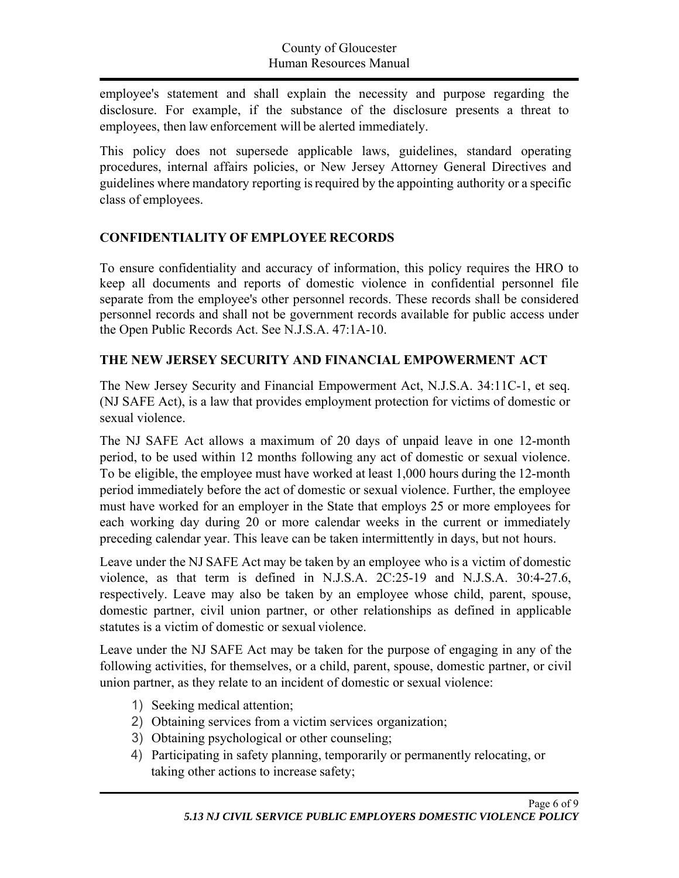employee's statement and shall explain the necessity and purpose regarding the disclosure. For example, if the substance of the disclosure presents a threat to employees, then law enforcement will be alerted immediately.

This policy does not supersede applicable laws, guidelines, standard operating procedures, internal affairs policies, or New Jersey Attorney General Directives and guidelines where mandatory reporting is required by the appointing authority or a specific class of employees.

## CONFIDENTIALITY OF EMPLOYEE RECORDS

To ensure confidentiality and accuracy of information, this policy requires the HRO to keep all documents and reports of domestic violence in confidential personnel file separate from the employee's other personnel records. These records shall be considered personnel records and shall not be government records available for public access under the Open Public Records Act. See N.J.S.A. 47:1A-10.

## THE NEW JERSEY SECURITY AND FINANCIAL EMPOWERMENT ACT

The New Jersey Security and Financial Empowerment Act, N.J.S.A. 34:11C-1, et seq. (NJ SAFE Act), is a law that provides employment protection for victims of domestic or sexual violence.

The NJ SAFE Act allows a maximum of 20 days of unpaid leave in one 12-month period, to be used within 12 months following any act of domestic or sexual violence. To be eligible, the employee must have worked at least 1,000 hours during the 12-month period immediately before the act of domestic or sexual violence. Further, the employee must have worked for an employer in the State that employs 25 or more employees for each working day during 20 or more calendar weeks in the current or immediately preceding calendar year. This leave can be taken intermittently in days, but not hours.

Leave under the NJ SAFE Act may be taken by an employee who is a victim of domestic violence, as that term is defined in N.J.S.A. 2C:25-19 and N.J.S.A. 30:4-27.6, respectively. Leave may also be taken by an employee whose child, parent, spouse, domestic partner, civil union partner, or other relationships as defined in applicable statutes is a victim of domestic or sexual violence.

Leave under the NJ SAFE Act may be taken for the purpose of engaging in any of the following activities, for themselves, or a child, parent, spouse, domestic partner, or civil union partner, as they relate to an incident of domestic or sexual violence:

1) Seeking medical attention;
2) Obtaining services from a victim services organization;
3) Obtaining psychological or other counseling;
4) Participating in safety planning, temporarily or permanently relocating, or taking other actions to increase safety;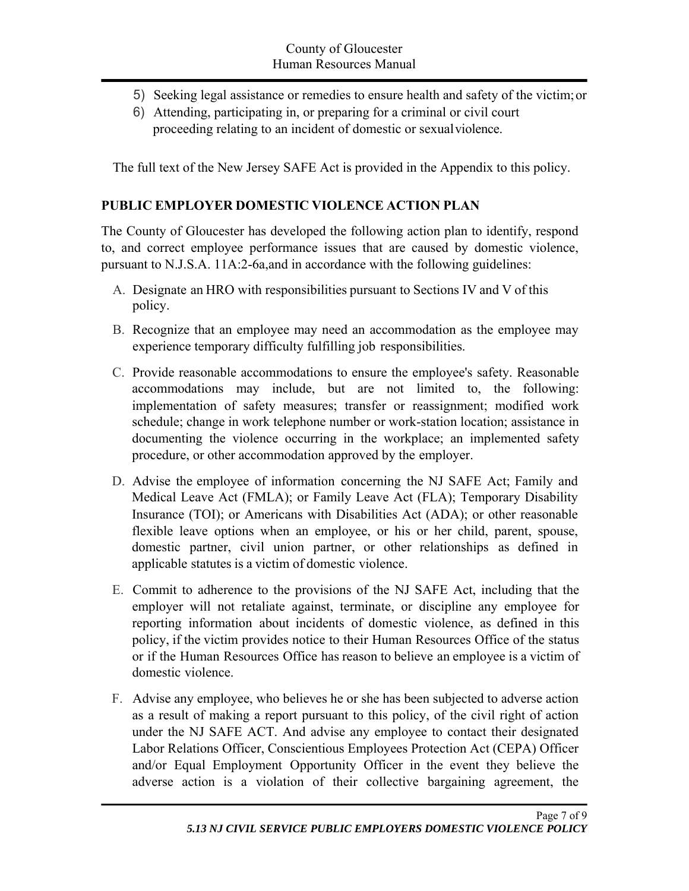5) Seeking legal assistance or remedies to ensure health and safety of the victim; or
6) Attending, participating in, or preparing for a criminal or civil court proceeding relating to an incident of domestic or sexual violence.

The full text of the New Jersey SAFE Act is provided in the Appendix to this policy.

## PUBLIC EMPLOYER DOMESTIC VIOLENCE ACTION PLAN

The County of Gloucester has developed the following action plan to identify, respond to, and correct employee performance issues that are caused by domestic violence, pursuant to N.J.S.A. 11A:2-6a,and in accordance with the following guidelines:

A. Designate an HRO with responsibilities pursuant to Sections IV and V of this policy.

B. Recognize that an employee may need an accommodation as the employee may experience temporary difficulty fulfilling job responsibilities.

C. Provide reasonable accommodations to ensure the employee's safety. Reasonable accommodations may include, but are not limited to, the following: implementation of safety measures; transfer or reassignment; modified work schedule; change in work telephone number or work-station location; assistance in documenting the violence occurring in the workplace; an implemented safety procedure, or other accommodation approved by the employer.

D. Advise the employee of information concerning the NJ SAFE Act; Family and Medical Leave Act (FMLA); or Family Leave Act (FLA); Temporary Disability Insurance (TOI); or Americans with Disabilities Act (ADA); or other reasonable flexible leave options when an employee, or his or her child, parent, spouse, domestic partner, civil union partner, or other relationships as defined in applicable statutes is a victim of domestic violence.

E. Commit to adherence to the provisions of the NJ SAFE Act, including that the employer will not retaliate against, terminate, or discipline any employee for reporting information about incidents of domestic violence, as defined in this policy, if the victim provides notice to their Human Resources Office of the status or if the Human Resources Office has reason to believe an employee is a victim of domestic violence.

F. Advise any employee, who believes he or she has been subjected to adverse action as a result of making a report pursuant to this policy, of the civil right of action under the NJ SAFE ACT. And advise any employee to contact their designated Labor Relations Officer, Conscientious Employees Protection Act (CEPA) Officer and/or Equal Employment Opportunity Officer in the event they believe the adverse action is a violation of their collective bargaining agreement, the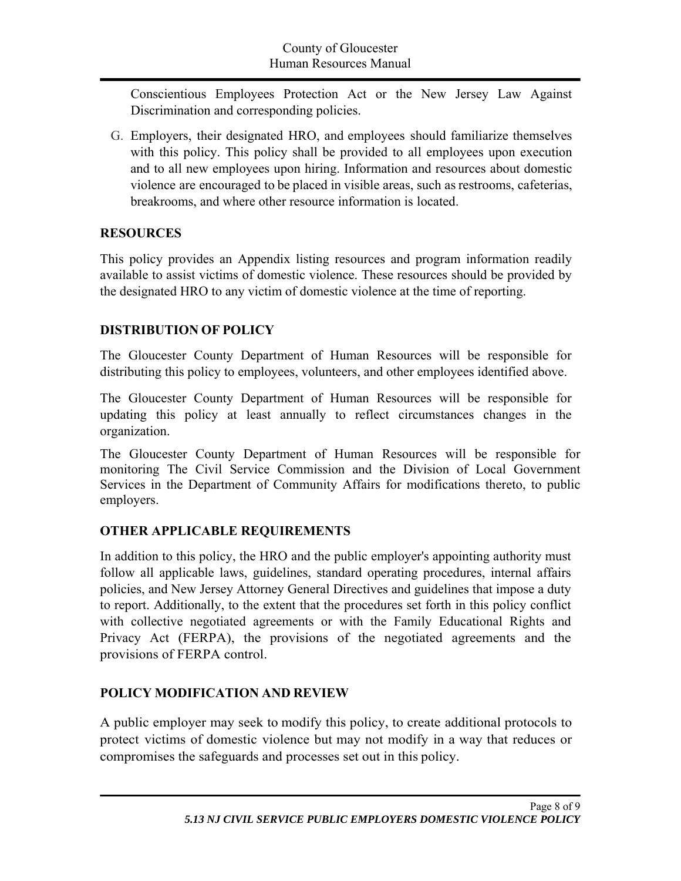Conscientious Employees Protection Act or the New Jersey Law Against Discrimination and corresponding policies.

G. Employers, their designated HRO, and employees should familiarize themselves with this policy. This policy shall be provided to all employees upon execution and to all new employees upon hiring. Information and resources about domestic violence are encouraged to be placed in visible areas, such as restrooms, cafeterias, breakrooms, and where other resource information is located.

## RESOURCES

This policy provides an Appendix listing resources and program information readily available to assist victims of domestic violence. These resources should be provided by the designated HRO to any victim of domestic violence at the time of reporting.

## DISTRIBUTION OF POLICY

The Gloucester County Department of Human Resources will be responsible for distributing this policy to employees, volunteers, and other employees identified above.

The Gloucester County Department of Human Resources will be responsible for updating this policy at least annually to reflect circumstances changes in the organization.

The Gloucester County Department of Human Resources will be responsible for monitoring The Civil Service Commission and the Division of Local Government Services in the Department of Community Affairs for modifications thereto, to public employers.

## OTHER APPLICABLE REQUIREMENTS

In addition to this policy, the HRO and the public employer's appointing authority must follow all applicable laws, guidelines, standard operating procedures, internal affairs policies, and New Jersey Attorney General Directives and guidelines that impose a duty to report. Additionally, to the extent that the procedures set forth in this policy conflict with collective negotiated agreements or with the Family Educational Rights and Privacy Act (FERPA), the provisions of the negotiated agreements and the provisions of FERPA control.

## POLICY MODIFICATION AND REVIEW

A public employer may seek to modify this policy, to create additional protocols to protect victims of domestic violence but may not modify in a way that reduces or compromises the safeguards and processes set out in this policy.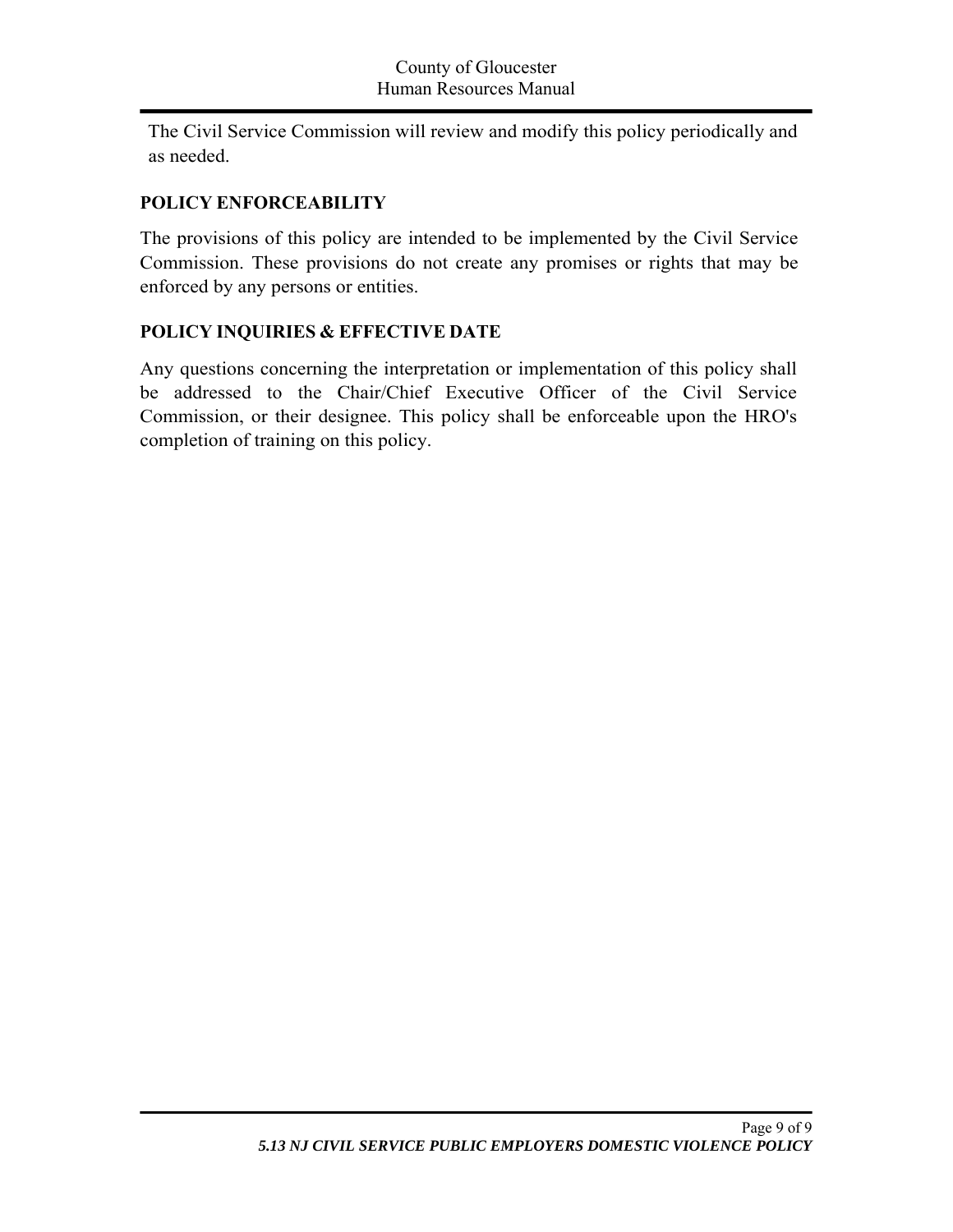The Civil Service Commission will review and modify this policy periodically and as needed.

**POLICY ENFORCEABILITY**

The provisions of this policy are intended to be implemented by the Civil Service Commission. These provisions do not create any promises or rights that may be enforced by any persons or entities.

**POLICY INQUIRIES & EFFECTIVE DATE**

Any questions concerning the interpretation or implementation of this policy shall be addressed to the Chair/Chief Executive Officer of the Civil Service Commission, or their designee. This policy shall be enforceable upon the HRO's completion of training on this policy.